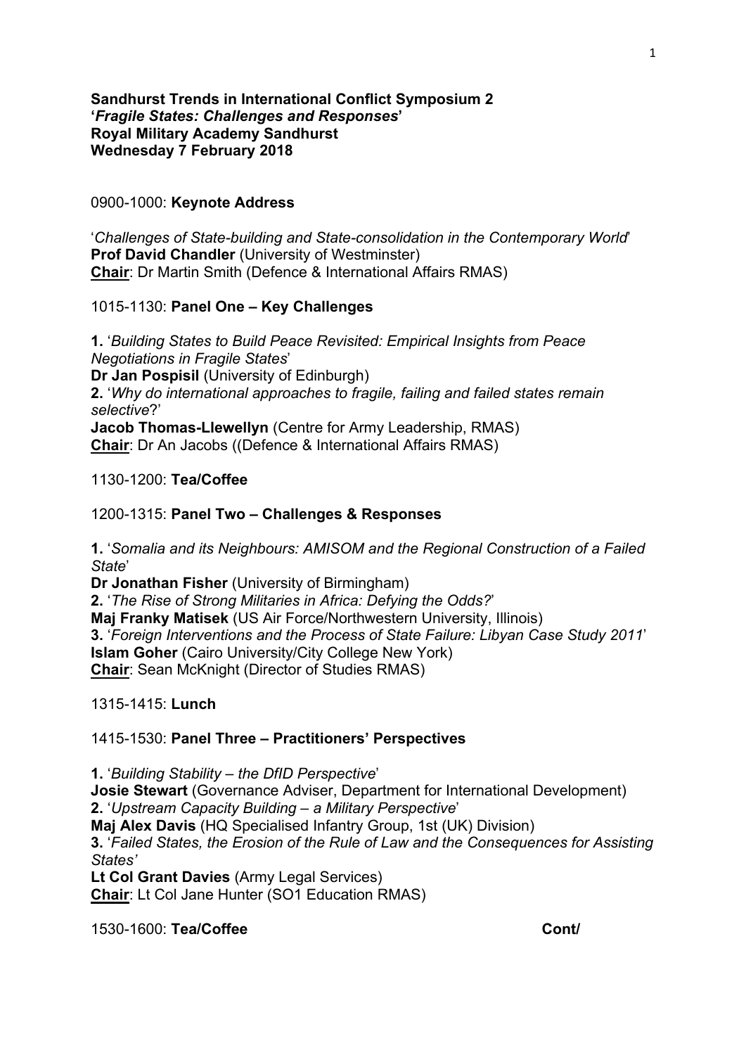**Sandhurst Trends in International Conflict Symposium 2**
**'*Fragile States: Challenges and Responses*'**
**Royal Military Academy Sandhurst**
**Wednesday 7 February 2018**

0900-1000: **Keynote Address**

'*Challenges of State-building and State-consolidation in the Contemporary World*'
**Prof David Chandler** (University of Westminster)
**Chair**: Dr Martin Smith (Defence & International Affairs RMAS)

1015-1130: **Panel One – Key Challenges**

**1.** '*Building States to Build Peace Revisited: Empirical Insights from Peace Negotiations in Fragile States*'
**Dr Jan Pospisil** (University of Edinburgh)
**2.** '*Why do international approaches to fragile, failing and failed states remain selective*?'
**Jacob Thomas-Llewellyn** (Centre for Army Leadership, RMAS)
**Chair**: Dr An Jacobs ((Defence & International Affairs RMAS)

1130-1200: **Tea/Coffee**

1200-1315: **Panel Two – Challenges & Responses**

**1.** '*Somalia and its Neighbours: AMISOM and the Regional Construction of a Failed State*'
**Dr Jonathan Fisher** (University of Birmingham)
**2.** '*The Rise of Strong Militaries in Africa: Defying the Odds?*'
**Maj Franky Matisek** (US Air Force/Northwestern University, Illinois)
**3.** '*Foreign Interventions and the Process of State Failure: Libyan Case Study 2011*'
**Islam Goher** (Cairo University/City College New York)
**Chair**: Sean McKnight (Director of Studies RMAS)

1315-1415: **Lunch**

1415-1530: **Panel Three – Practitioners' Perspectives**

**1.** '*Building Stability – the DfID Perspective*'
**Josie Stewart** (Governance Adviser, Department for International Development)
**2.** '*Upstream Capacity Building – a Military Perspective*'
**Maj Alex Davis** (HQ Specialised Infantry Group, 1st (UK) Division)
**3.** '*Failed States, the Erosion of the Rule of Law and the Consequences for Assisting States'*
**Lt Col Grant Davies** (Army Legal Services)
**Chair**: Lt Col Jane Hunter (SO1 Education RMAS)

1530-1600: **Tea/Coffee** **Cont/**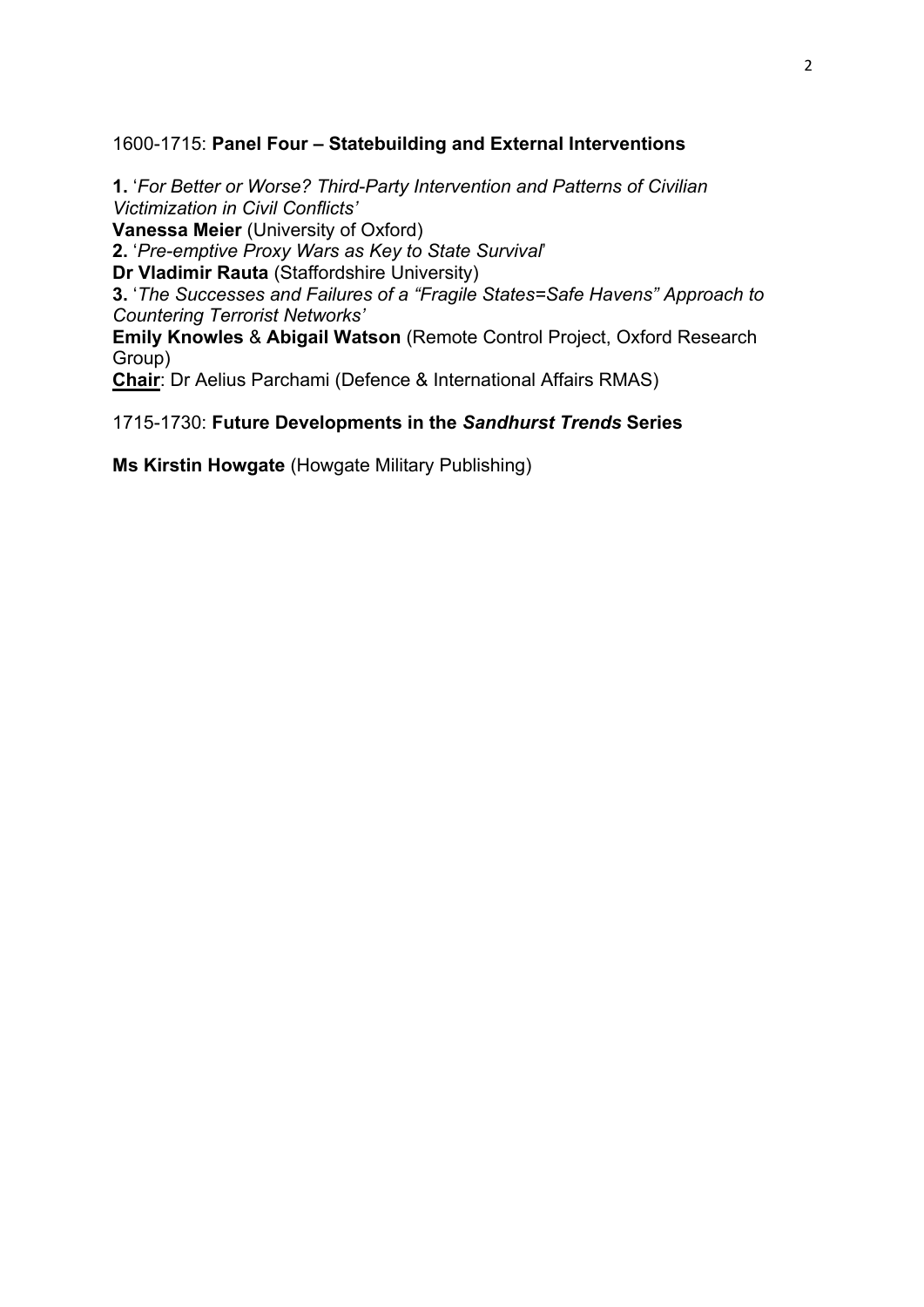1600-1715: **Panel Four – Statebuilding and External Interventions**

**1.** '*For Better or Worse? Third-Party Intervention and Patterns of Civilian Victimization in Civil Conflicts'*
**Vanessa Meier** (University of Oxford)
**2.** '*Pre-emptive Proxy Wars as Key to State Survival*'
**Dr Vladimir Rauta** (Staffordshire University)
**3.** '*The Successes and Failures of a "Fragile States=Safe Havens" Approach to Countering Terrorist Networks'*
**Emily Knowles** & **Abigail Watson** (Remote Control Project, Oxford Research Group)
**Chair**: Dr Aelius Parchami (Defence & International Affairs RMAS)

1715-1730: **Future Developments in the *Sandhurst Trends* Series**

**Ms Kirstin Howgate** (Howgate Military Publishing)